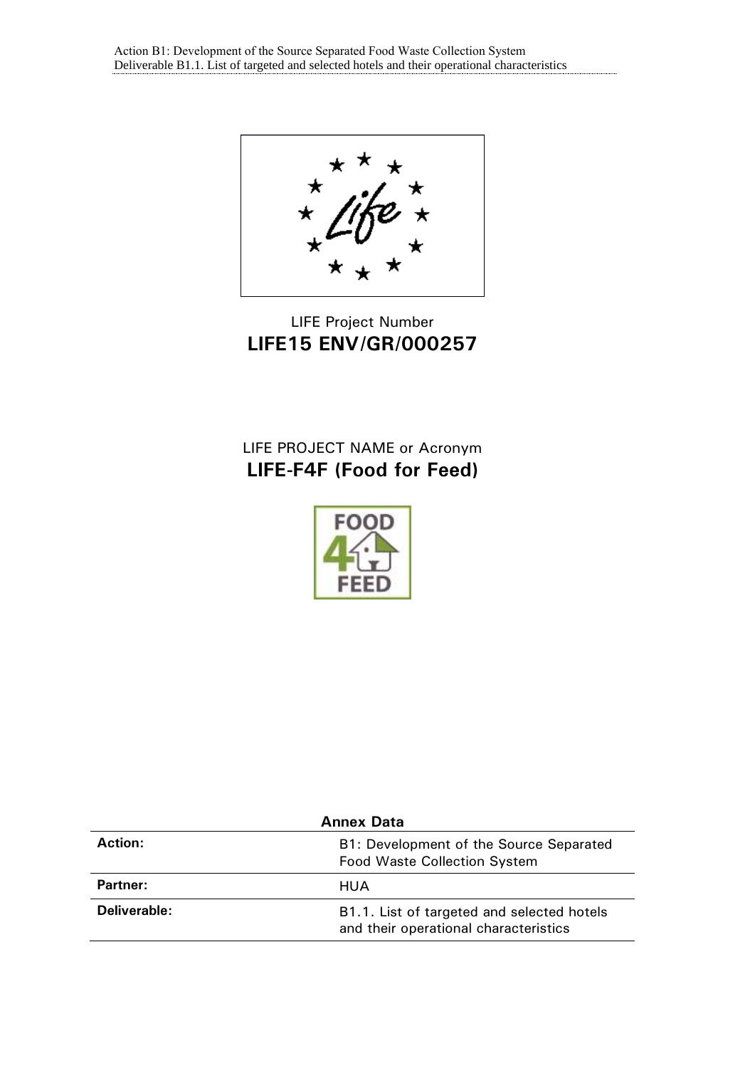LIFE Project Number

**LIFE15 ENV/GR/000257**

LIFE PROJECT NAME or Acronym

**LIFE-F4F (Food for Feed)**

**Annex Data**

| | |
|---|---|
| **Action:** | B1: Development of the Source Separated Food Waste Collection System |
| **Partner:** | HUA |
| **Deliverable:** | B1.1. List of targeted and selected hotels and their operational characteristics |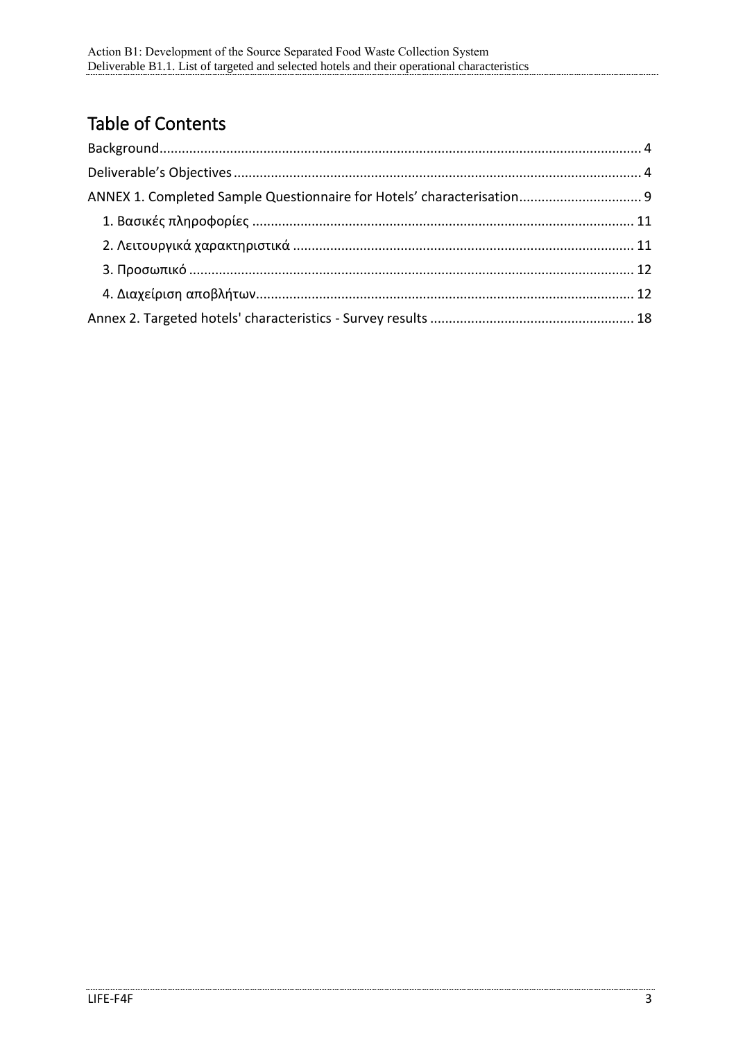# Table of Contents

Background .................................................................................................................... 4

Deliverable's Objectives .................................................................................................. 4

ANNEX 1. Completed Sample Questionnaire for Hotels' characterisation ................................. 9

- 1. Βασικές πληροφορίες ............................................................................................ 11
- 2. Λειτουργικά χαρακτηριστικά .................................................................................. 11
- 3. Προσωπικό ........................................................................................................... 12
- 4. Διαχείριση αποβλήτων ........................................................................................... 12

Annex 2. Targeted hotels' characteristics - Survey results ..................................................... 18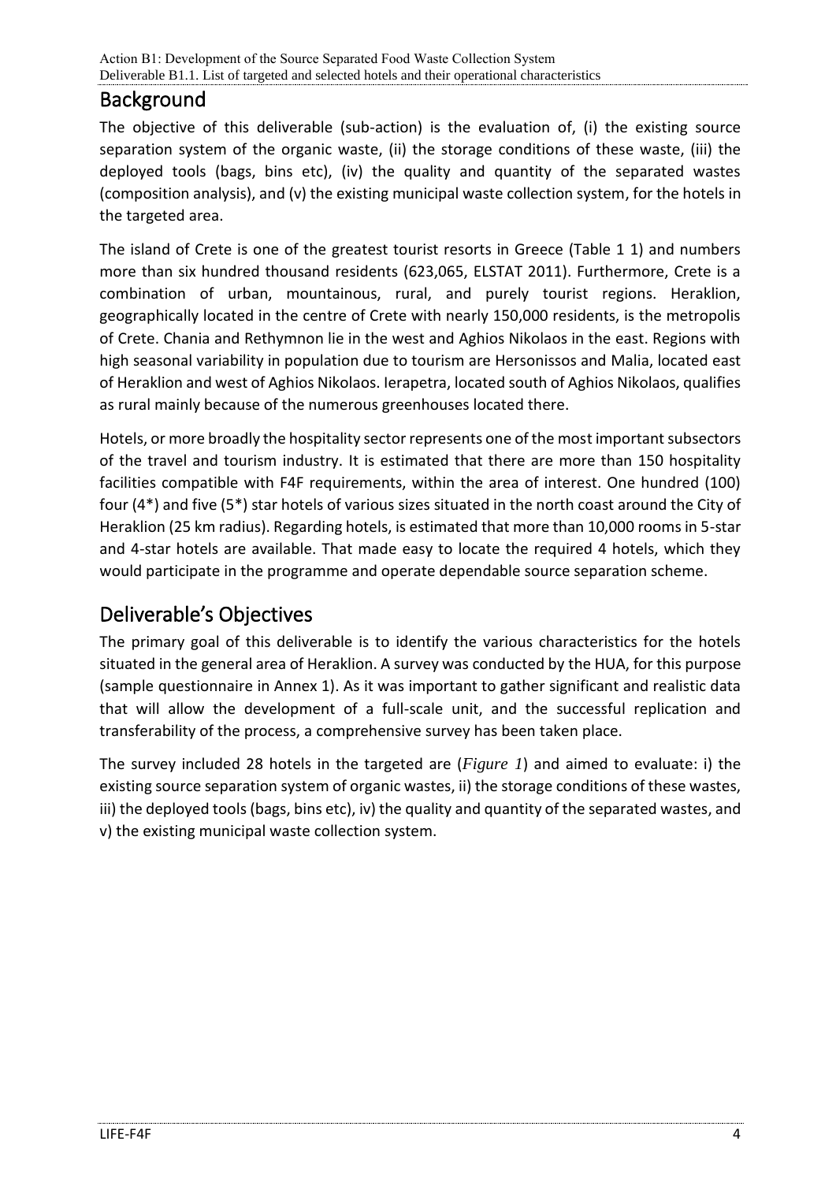## Background

The objective of this deliverable (sub-action) is the evaluation of, (i) the existing source separation system of the organic waste, (ii) the storage conditions of these waste, (iii) the deployed tools (bags, bins etc), (iv) the quality and quantity of the separated wastes (composition analysis), and (v) the existing municipal waste collection system, for the hotels in the targeted area.

The island of Crete is one of the greatest tourist resorts in Greece (Table 1 1) and numbers more than six hundred thousand residents (623,065, ELSTAT 2011). Furthermore, Crete is a combination of urban, mountainous, rural, and purely tourist regions. Heraklion, geographically located in the centre of Crete with nearly 150,000 residents, is the metropolis of Crete. Chania and Rethymnon lie in the west and Aghios Nikolaos in the east. Regions with high seasonal variability in population due to tourism are Hersonissos and Malia, located east of Heraklion and west of Aghios Nikolaos. Ierapetra, located south of Aghios Nikolaos, qualifies as rural mainly because of the numerous greenhouses located there.

Hotels, or more broadly the hospitality sector represents one of the most important subsectors of the travel and tourism industry. It is estimated that there are more than 150 hospitality facilities compatible with F4F requirements, within the area of interest. One hundred (100) four (4*) and five (5*) star hotels of various sizes situated in the north coast around the City of Heraklion (25 km radius). Regarding hotels, is estimated that more than 10,000 rooms in 5-star and 4-star hotels are available. That made easy to locate the required 4 hotels, which they would participate in the programme and operate dependable source separation scheme.

## Deliverable's Objectives

The primary goal of this deliverable is to identify the various characteristics for the hotels situated in the general area of Heraklion. A survey was conducted by the HUA, for this purpose (sample questionnaire in Annex 1). As it was important to gather significant and realistic data that will allow the development of a full-scale unit, and the successful replication and transferability of the process, a comprehensive survey has been taken place.

The survey included 28 hotels in the targeted are (*Figure 1*) and aimed to evaluate: i) the existing source separation system of organic wastes, ii) the storage conditions of these wastes, iii) the deployed tools (bags, bins etc), iv) the quality and quantity of the separated wastes, and v) the existing municipal waste collection system.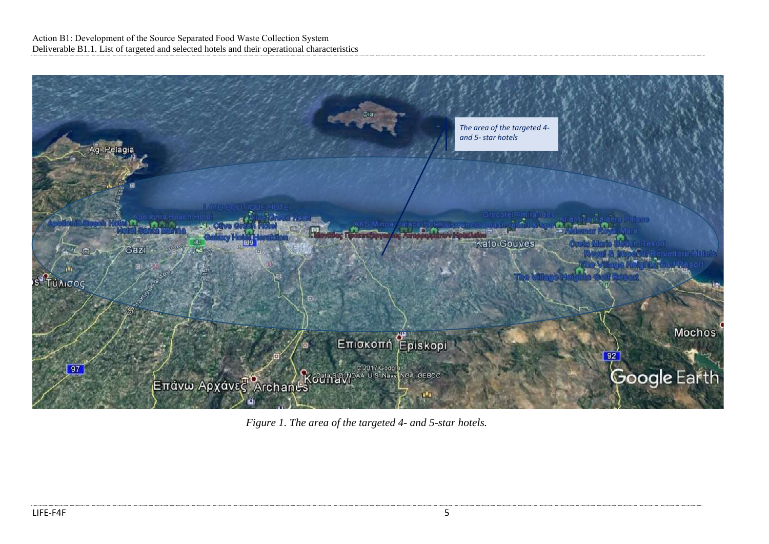*Figure 1. The area of the targeted 4- and 5-star hotels.*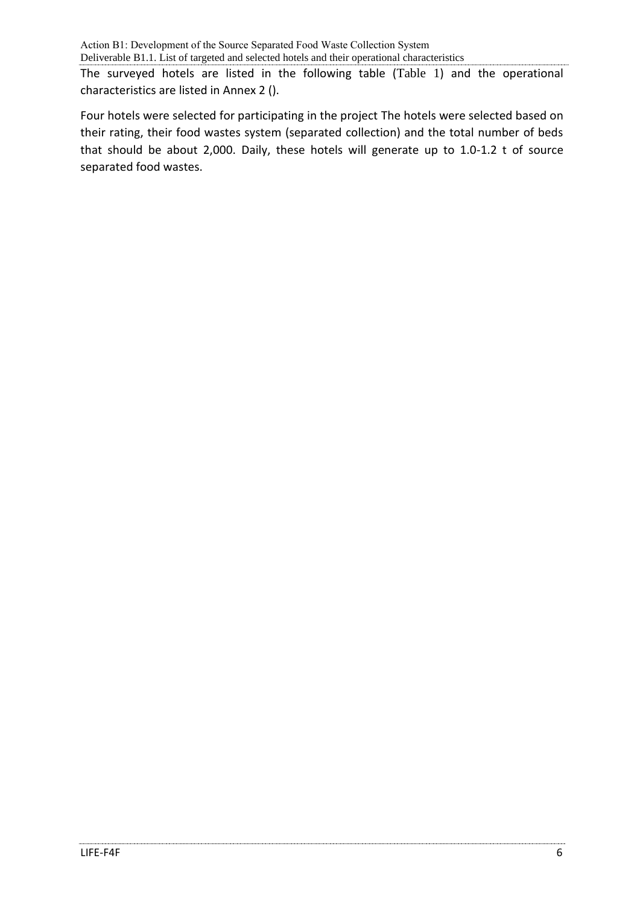The surveyed hotels are listed in the following table (Table 1) and the operational characteristics are listed in Annex 2 ().

Four hotels were selected for participating in the project The hotels were selected based on their rating, their food wastes system (separated collection) and the total number of beds that should be about 2,000. Daily, these hotels will generate up to 1.0-1.2 t of source separated food wastes.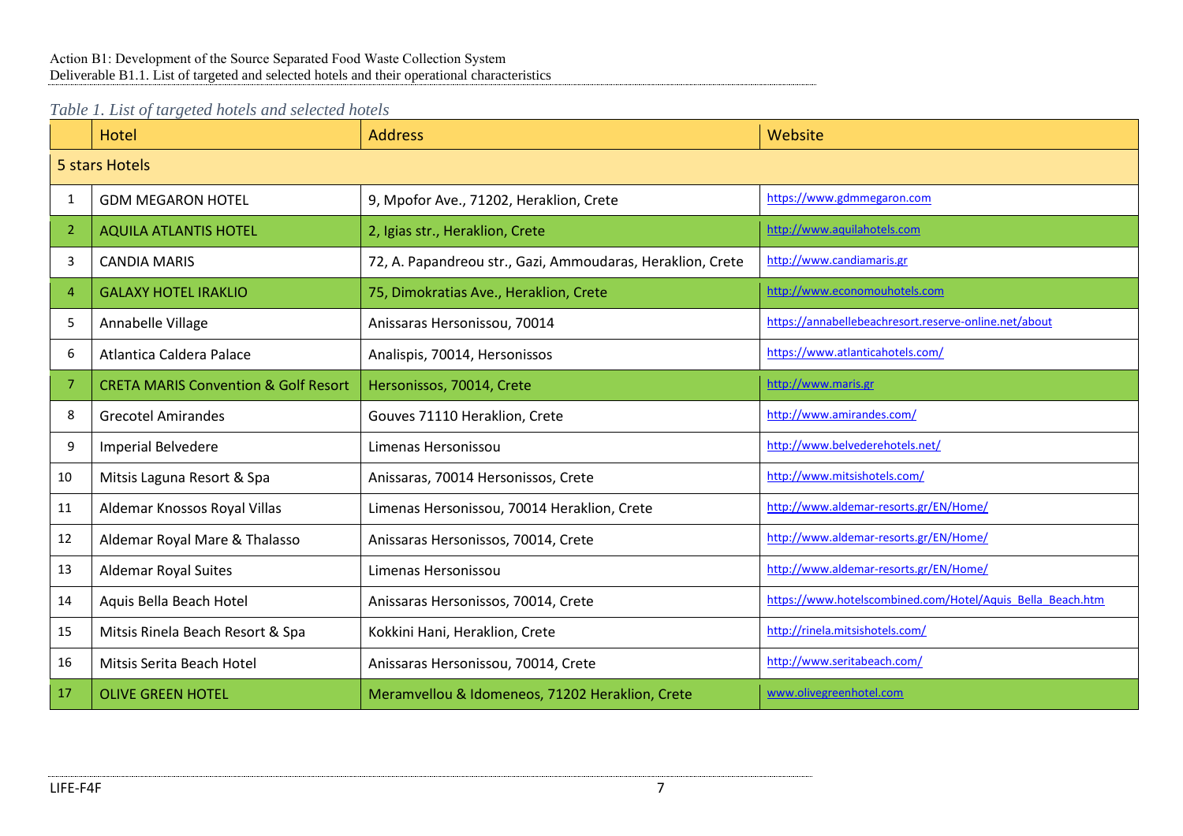*Table 1. List of targeted hotels and selected hotels*

| | Hotel | Address | Website |
|---|---|---|---|
| 5 stars Hotels | | | |
| 1 | GDM MEGARON HOTEL | 9, Mpofor Ave., 71202, Heraklion, Crete | https://www.gdmmegaron.com |
| 2 | AQUILA ATLANTIS HOTEL | 2, Igias str., Heraklion, Crete | http://www.aquilahotels.com |
| 3 | CANDIA MARIS | 72, A. Papandreou str., Gazi, Ammoudaras, Heraklion, Crete | http://www.candiamaris.gr |
| 4 | GALAXY HOTEL IRAKLIO | 75, Dimokratias Ave., Heraklion, Crete | http://www.economouhotels.com |
| 5 | Annabelle Village | Anissaras Hersonissou, 70014 | https://annabellebeachresort.reserve-online.net/about |
| 6 | Atlantica Caldera Palace | Analispis, 70014, Hersonissos | https://www.atlanticahotels.com/ |
| 7 | CRETA MARIS Convention & Golf Resort | Hersonissos, 70014, Crete | http://www.maris.gr |
| 8 | Grecotel Amirandes | Gouves 71110 Heraklion, Crete | http://www.amirandes.com/ |
| 9 | Imperial Belvedere | Limenas Hersonissou | http://www.belvederehotels.net/ |
| 10 | Mitsis Laguna Resort & Spa | Anissaras, 70014 Hersonissos, Crete | http://www.mitsishotels.com/ |
| 11 | Aldemar Knossos Royal Villas | Limenas Hersonissou, 70014 Heraklion, Crete | http://www.aldemar-resorts.gr/EN/Home/ |
| 12 | Aldemar Royal Mare & Thalasso | Anissaras Hersonissos, 70014, Crete | http://www.aldemar-resorts.gr/EN/Home/ |
| 13 | Aldemar Royal Suites | Limenas Hersonissou | http://www.aldemar-resorts.gr/EN/Home/ |
| 14 | Aquis Bella Beach Hotel | Anissaras Hersonissos, 70014, Crete | https://www.hotelscombined.com/Hotel/Aquis_Bella_Beach.htm |
| 15 | Mitsis Rinela Beach Resort & Spa | Kokkini Hani, Heraklion, Crete | http://rinela.mitsishotels.com/ |
| 16 | Mitsis Serita Beach Hotel | Anissaras Hersonissou, 70014, Crete | http://www.seritabeach.com/ |
| 17 | OLIVE GREEN HOTEL | Meramvellou & Idomeneos, 71202 Heraklion, Crete | www.olivegreenhotel.com |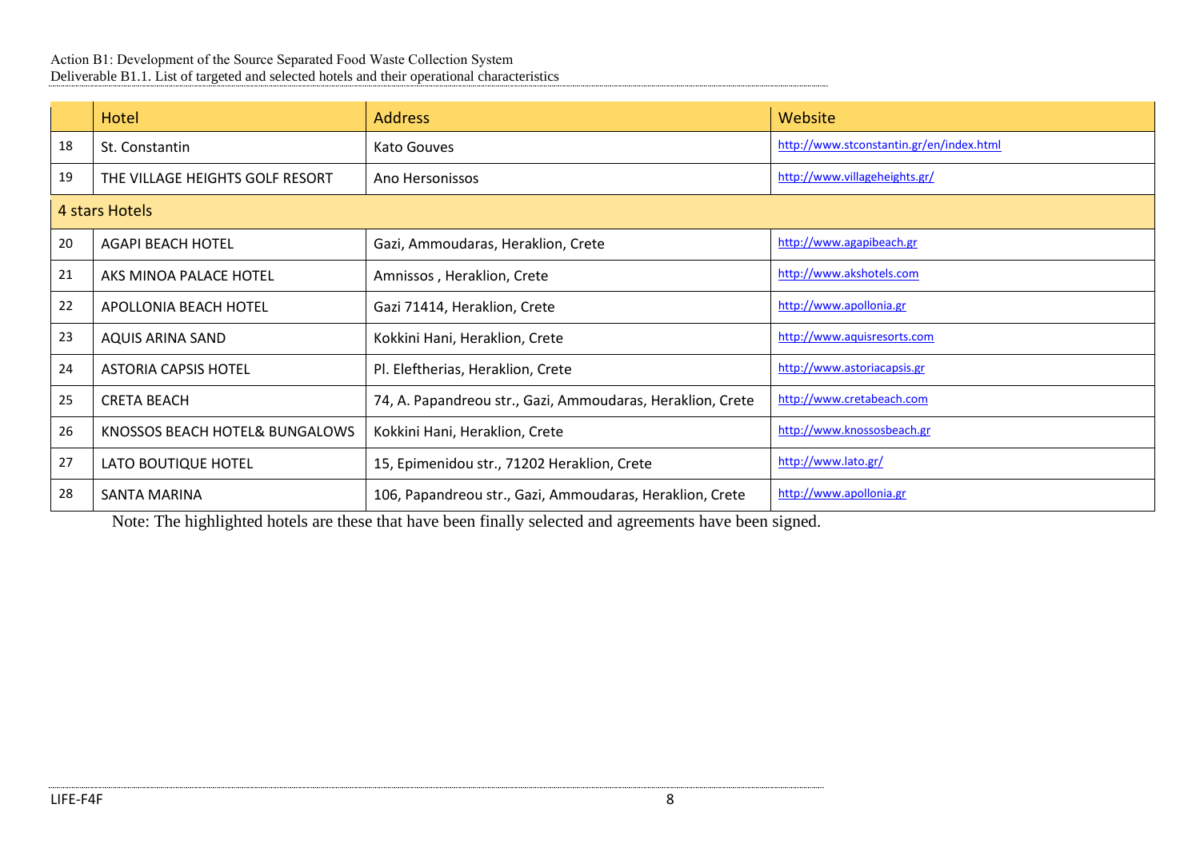|  | Hotel | Address | Website |
|---|---|---|---|
| 18 | St. Constantin | Kato Gouves | http://www.stconstantin.gr/en/index.html |
| 19 | THE VILLAGE HEIGHTS GOLF RESORT | Ano Hersonissos | http://www.villageheights.gr/ |
| 4 stars Hotels | | | |
| 20 | AGAPI BEACH HOTEL | Gazi, Ammoudaras, Heraklion, Crete | http://www.agapibeach.gr |
| 21 | AKS MINOA PALACE HOTEL | Amnissos , Heraklion, Crete | http://www.akshotels.com |
| 22 | APOLLONIA BEACH HOTEL | Gazi 71414, Heraklion, Crete | http://www.apollonia.gr |
| 23 | AQUIS ARINA SAND | Kokkini Hani, Heraklion, Crete | http://www.aquisresorts.com |
| 24 | ASTORIA CAPSIS HOTEL | Pl. Eleftherias, Heraklion, Crete | http://www.astoriacapsis.gr |
| 25 | CRETA BEACH | 74, A. Papandreou str., Gazi, Ammoudaras, Heraklion, Crete | http://www.cretabeach.com |
| 26 | KNOSSOS BEACH HOTEL& BUNGALOWS | Kokkini Hani, Heraklion, Crete | http://www.knossosbeach.gr |
| 27 | LATO BOUTIQUE HOTEL | 15, Epimenidou str., 71202 Heraklion, Crete | http://www.lato.gr/ |
| 28 | SANTA MARINA | 106, Papandreou str., Gazi, Ammoudaras, Heraklion, Crete | http://www.apollonia.gr |

Note: The highlighted hotels are these that have been finally selected and agreements have been signed.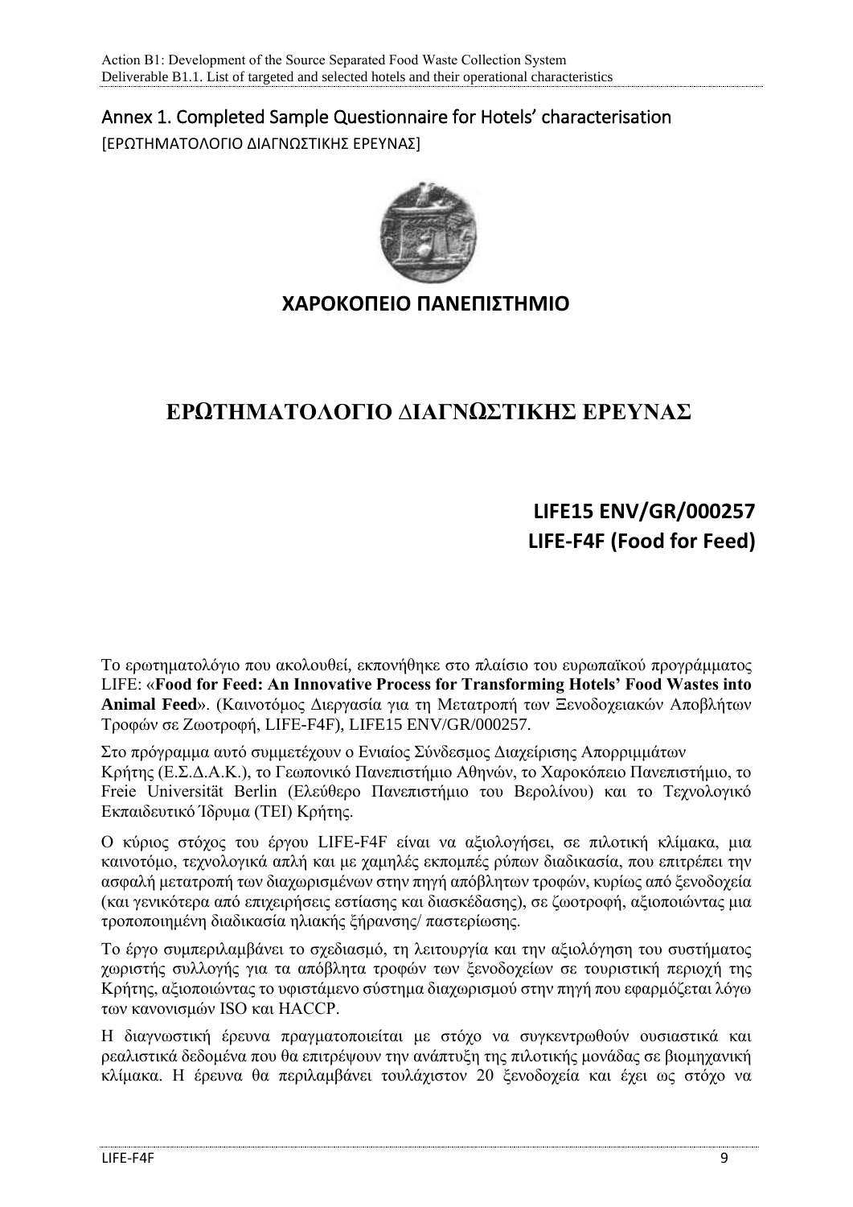## Annex 1. Completed Sample Questionnaire for Hotels' characterisation

[ΕΡΩΤΗΜΑΤΟΛΟΓΙΟ ΔΙΑΓΝΩΣΤΙΚΗΣ ΕΡΕΥΝΑΣ]

**ΧΑΡΟΚΟΠΕΙΟ ΠΑΝΕΠΙΣΤΗΜΙΟ**

# ΕΡΩΤΗΜΑΤΟΛΟΓΙΟ ΔΙΑΓΝΩΣΤΙΚΗΣ ΕΡΕΥΝΑΣ

**LIFE15 ENV/GR/000257**
**LIFE-F4F (Food for Feed)**

Το ερωτηματολόγιο που ακολουθεί, εκπονήθηκε στο πλαίσιο του ευρωπαϊκού προγράμματος LIFE: «**Food for Feed: An Innovative Process for Transforming Hotels' Food Wastes into Animal Feed**». (Καινοτόμος Διεργασία για τη Μετατροπή των Ξενοδοχειακών Αποβλήτων Τροφών σε Ζωοτροφή, LIFE-F4F), LIFE15 ENV/GR/000257.

Στο πρόγραμμα αυτό συμμετέχουν ο Ενιαίος Σύνδεσμος Διαχείρισης Απορριμμάτων Κρήτης (Ε.Σ.Δ.Α.Κ.), το Γεωπονικό Πανεπιστήμιο Αθηνών, το Χαροκόπειο Πανεπιστήμιο, το Freie Universität Berlin (Ελεύθερο Πανεπιστήμιο του Βερολίνου) και το Τεχνολογικό Εκπαιδευτικό Ίδρυμα (ΤΕΙ) Κρήτης.

Ο κύριος στόχος του έργου LIFE-F4F είναι να αξιολογήσει, σε πιλοτική κλίμακα, μια καινοτόμο, τεχνολογικά απλή και με χαμηλές εκπομπές ρύπων διαδικασία, που επιτρέπει την ασφαλή μετατροπή των διαχωρισμένων στην πηγή απόβλητων τροφών, κυρίως από ξενοδοχεία (και γενικότερα από επιχειρήσεις εστίασης και διασκέδασης), σε ζωοτροφή, αξιοποιώντας μια τροποποιημένη διαδικασία ηλιακής ξήρανσης/ παστερίωσης.

Το έργο συμπεριλαμβάνει το σχεδιασμό, τη λειτουργία και την αξιολόγηση του συστήματος χωριστής συλλογής για τα απόβλητα τροφών των ξενοδοχείων σε τουριστική περιοχή της Κρήτης, αξιοποιώντας το υφιστάμενο σύστημα διαχωρισμού στην πηγή που εφαρμόζεται λόγω των κανονισμών ISO και HACCP.

Η διαγνωστική έρευνα πραγματοποιείται με στόχο να συγκεντρωθούν ουσιαστικά και ρεαλιστικά δεδομένα που θα επιτρέψουν την ανάπτυξη της πιλοτικής μονάδας σε βιομηχανική κλίμακα. Η έρευνα θα περιλαμβάνει τουλάχιστον 20 ξενοδοχεία και έχει ως στόχο να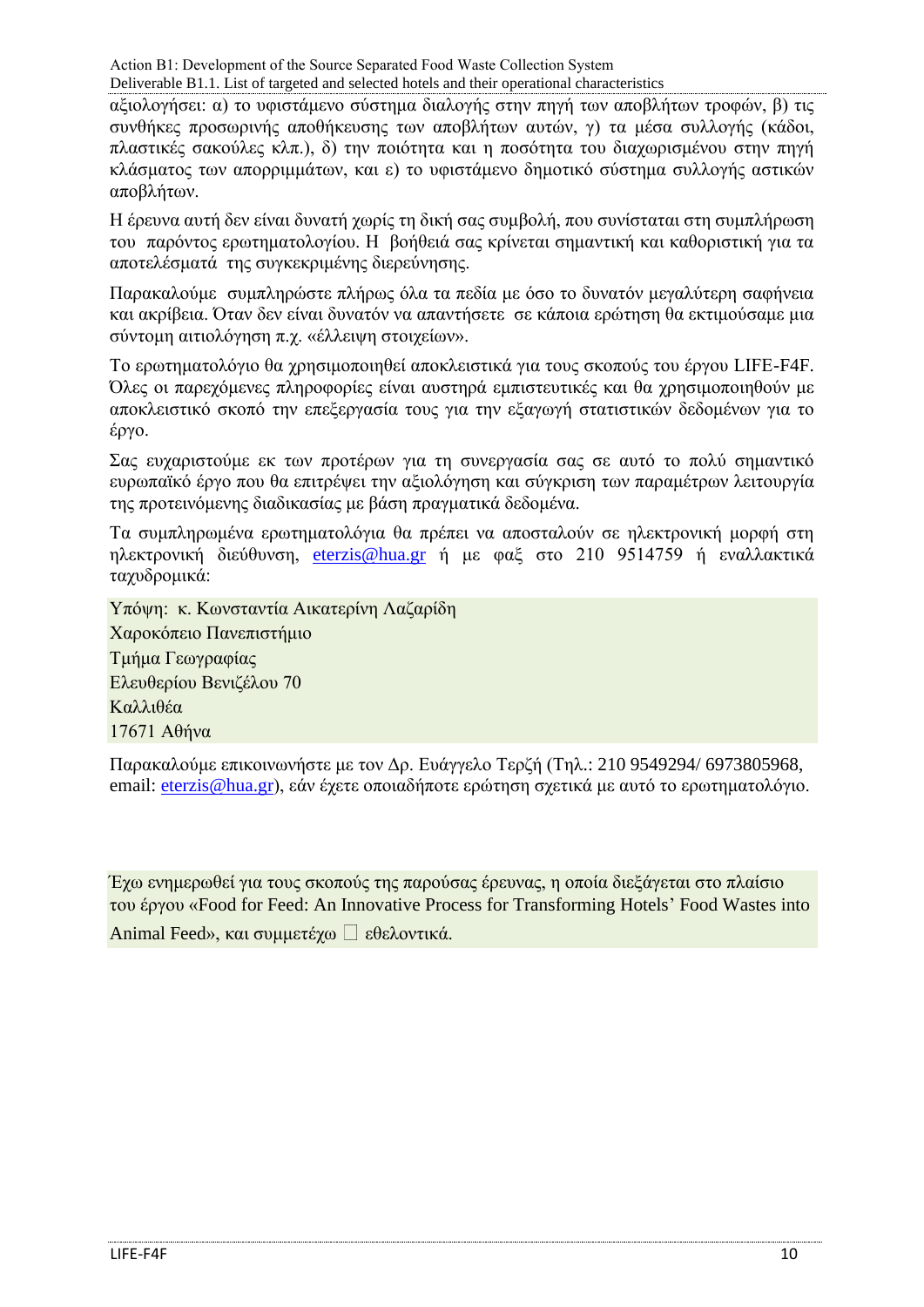αξιολογήσει: α) το υφιστάμενο σύστημα διαλογής στην πηγή των αποβλήτων τροφών, β) τις συνθήκες προσωρινής αποθήκευσης των αποβλήτων αυτών, γ) τα μέσα συλλογής (κάδοι, πλαστικές σακούλες κλπ.), δ) την ποιότητα και η ποσότητα του διαχωρισμένου στην πηγή κλάσματος των απορριμμάτων, και ε) το υφιστάμενο δημοτικό σύστημα συλλογής αστικών αποβλήτων.

Η έρευνα αυτή δεν είναι δυνατή χωρίς τη δική σας συμβολή, που συνίσταται στη συμπλήρωση του παρόντος ερωτηματολογίου. Η βοήθειά σας κρίνεται σημαντική και καθοριστική για τα αποτελέσματά της συγκεκριμένης διερεύνησης.

Παρακαλούμε συμπληρώστε πλήρως όλα τα πεδία με όσο το δυνατόν μεγαλύτερη σαφήνεια και ακρίβεια. Όταν δεν είναι δυνατόν να απαντήσετε σε κάποια ερώτηση θα εκτιμούσαμε μια σύντομη αιτιολόγηση π.χ. «έλλειψη στοιχείων».

Το ερωτηματολόγιο θα χρησιμοποιηθεί αποκλειστικά για τους σκοπούς του έργου LIFE-F4F. Όλες οι παρεχόμενες πληροφορίες είναι αυστηρά εμπιστευτικές και θα χρησιμοποιηθούν με αποκλειστικό σκοπό την επεξεργασία τους για την εξαγωγή στατιστικών δεδομένων για το έργο.

Σας ευχαριστούμε εκ των προτέρων για τη συνεργασία σας σε αυτό το πολύ σημαντικό ευρωπαϊκό έργο που θα επιτρέψει την αξιολόγηση και σύγκριση των παραμέτρων λειτουργία της προτεινόμενης διαδικασίας με βάση πραγματικά δεδομένα.

Τα συμπληρωμένα ερωτηματολόγια θα πρέπει να αποσταλούν σε ηλεκτρονική μορφή στη ηλεκτρονική διεύθυνση, eterzis@hua.gr ή με φαξ στο 210 9514759 ή εναλλακτικά ταχυδρομικά:

Υπόψη: κ. Κωνσταντία Αικατερίνη Λαζαρίδη
Χαροκόπειο Πανεπιστήμιο
Τμήμα Γεωγραφίας
Ελευθερίου Βενιζέλου 70
Καλλιθέα
17671 Αθήνα

Παρακαλούμε επικοινωνήστε με τον Δρ. Ευάγγελο Τερζή (Τηλ.: 210 9549294/ 6973805968, email: eterzis@hua.gr), εάν έχετε οποιαδήποτε ερώτηση σχετικά με αυτό το ερωτηματολόγιο.

Έχω ενημερωθεί για τους σκοπούς της παρούσας έρευνας, η οποία διεξάγεται στο πλαίσιο του έργου «Food for Feed: An Innovative Process for Transforming Hotels' Food Wastes into Animal Feed», και συμμετέχω ☐ εθελοντικά.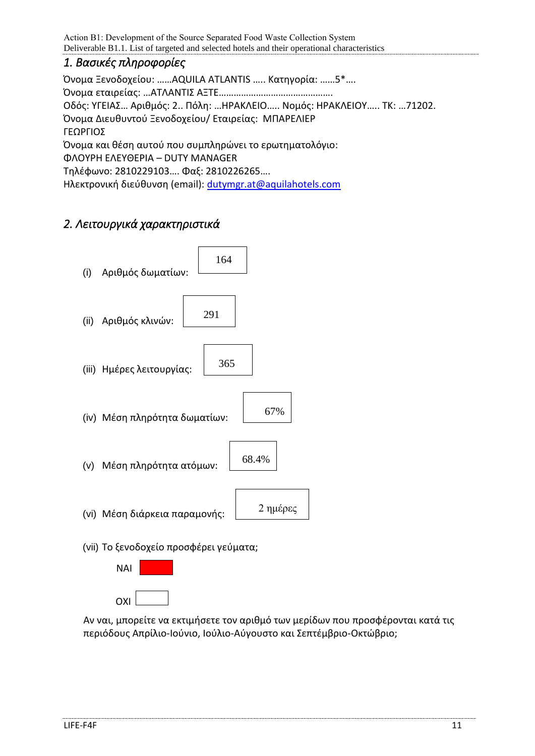## *1. Βασικές πληροφορίες*

Όνομα Ξενοδοχείου: ……AQUILA ATLANTIS ….. Κατηγορία: ……5*….
Όνομα εταιρείας: …ΑΤΛΑΝΤΙΣ ΑΞΤΕ……………………………………….
Οδός: ΥΓΕΙΑΣ… Αριθμός: 2.. Πόλη: …ΗΡΑΚΛΕΙΟ….. Νομός: ΗΡΑΚΛΕΙΟΥ….. ΤΚ: …71202.
Όνομα Διευθυντού Ξενοδοχείου/ Εταιρείας: ΜΠΑΡΕΛΙΕΡ ΓΕΩΡΓΙΟΣ
Όνομα και θέση αυτού που συμπληρώνει το ερωτηματολόγιο:
ΦΛΟΥΡΗ ΕΛΕΥΘΕΡΙΑ – DUTY MANAGER
Τηλέφωνο: 2810229103…. Φαξ: 2810226265….
Ηλεκτρονική διεύθυνση (email): dutymgr.at@aquilahotels.com

## *2. Λειτουργικά χαρακτηριστικά*

(i) Αριθμός δωματίων: 164

(ii) Αριθμός κλινών: 291

(iii) Ημέρες λειτουργίας: 365

(iv) Μέση πληρότητα δωματίων: 67%

(v) Μέση πληρότητα ατόμων: 68.4%

(vi) Μέση διάρκεια παραμονής: 2 ημέρες

(vii) Το ξενοδοχείο προσφέρει γεύματα;

- ΝΑΙ ■
- ΟΧΙ ☐

Αν ναι, μπορείτε να εκτιμήσετε τον αριθμό των μερίδων που προσφέρονται κατά τις περιόδους Απρίλιο-Ιούνιο, Ιούλιο-Αύγουστο και Σεπτέμβριο-Οκτώβριο;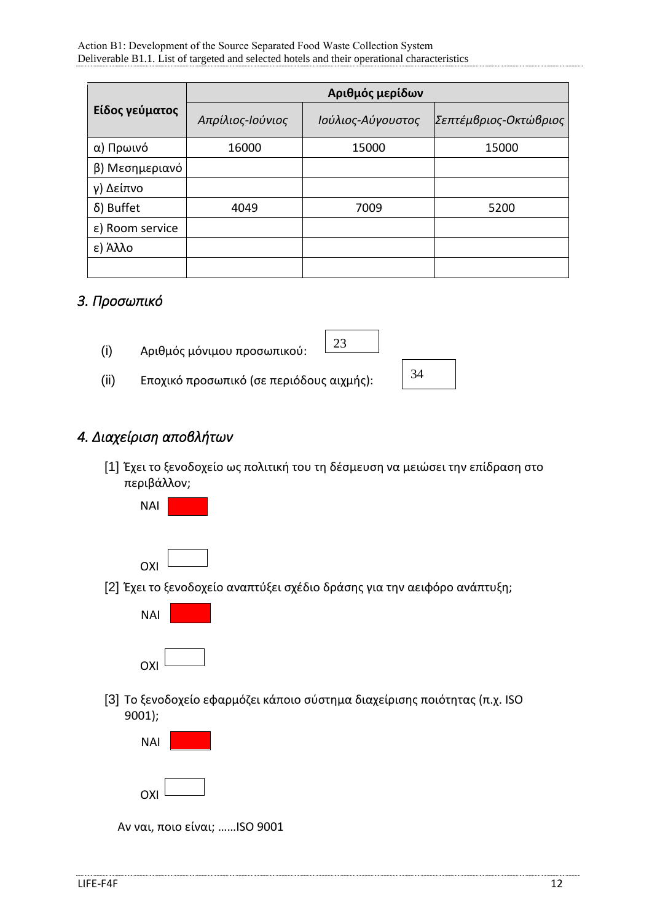| Είδος γεύματος | Αριθμός μερίδων | | |
|---|---|---|---|
| | *Απρίλιος-Ιούνιος* | *Ιούλιος-Αύγουστος* | *Σεπτέμβριος-Οκτώβριος* |
| α) Πρωινό | 16000 | 15000 | 15000 |
| β) Μεσημεριανό | | | |
| γ) Δείπνο | | | |
| δ) Buffet | 4049 | 7009 | 5200 |
| ε) Room service | | | |
| ε) Άλλο | | | |
| | | | |

## *3. Προσωπικό*

(i) Αριθμός μόνιμου προσωπικού: 23

(ii) Εποχικό προσωπικό (σε περιόδους αιχμής): 34

## *4. Διαχείριση αποβλήτων*

[1] Έχει το ξενοδοχείο ως πολιτική του τη δέσμευση να μειώσει την επίδραση στο περιβάλλον;

ΝΑΙ ■

ΟΧΙ ☐

[2] Έχει το ξενοδοχείο αναπτύξει σχέδιο δράσης για την αειφόρο ανάπτυξη;

ΝΑΙ ■

ΟΧΙ ☐

[3] Το ξενοδοχείο εφαρμόζει κάποιο σύστημα διαχείρισης ποιότητας (π.χ. ISO 9001);

ΝΑΙ ■

ΟΧΙ ☐

Αν ναι, ποιο είναι; ……ISO 9001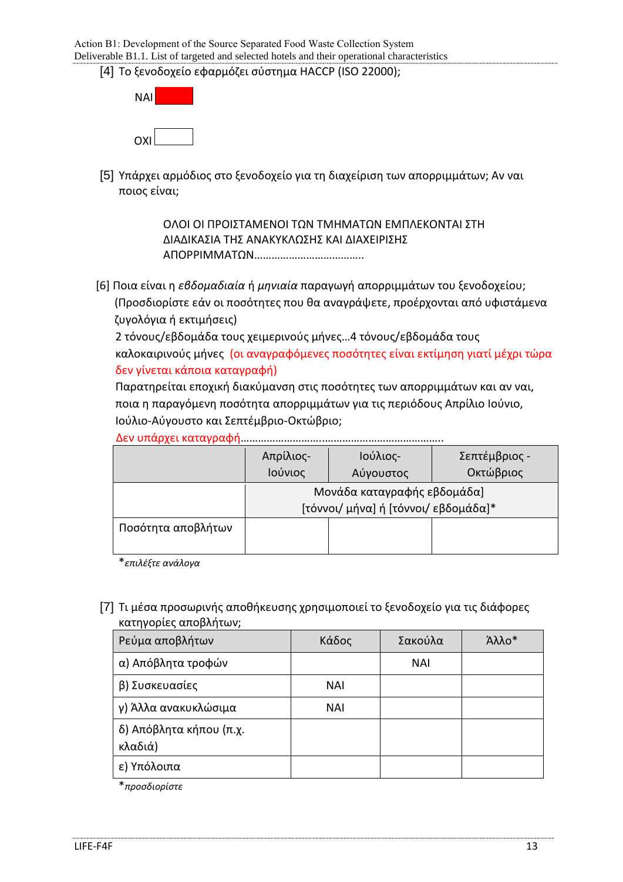[4] Το ξενοδοχείο εφαρμόζει σύστημα HACCP (ISO 22000);

ΝΑΙ ■

ΟΧΙ ☐

[5] Υπάρχει αρμόδιος στο ξενοδοχείο για τη διαχείριση των απορριμμάτων; Αν ναι ποιος είναι;

ΟΛΟΙ ΟΙ ΠΡΟΙΣΤΑΜΕΝΟΙ ΤΩΝ ΤΜΗΜΑΤΩΝ ΕΜΠΛΕΚΟΝΤΑΙ ΣΤΗ ΔΙΑΔΙΚΑΣΙΑ ΤΗΣ ΑΝΑΚΥΚΛΩΣΗΣ ΚΑΙ ΔΙΑΧΕΙΡΙΣΗΣ ΑΠΟΡΡΙΜΜΑΤΩΝ………………………………..

[6] Ποια είναι η *εβδομαδιαία* ή *μηνιαία* παραγωγή απορριμμάτων του ξενοδοχείου; (Προσδιορίστε εάν οι ποσότητες που θα αναγράψετε, προέρχονται από υφιστάμενα ζυγολόγια ή εκτιμήσεις)

2 τόνους/εβδομάδα τους χειμερινούς μήνες…4 τόνους/εβδομάδα τους καλοκαιρινούς μήνες (οι αναγραφόμενες ποσότητες είναι εκτίμηση γιατί μέχρι τώρα δεν γίνεται κάποια καταγραφή)

Παρατηρείται εποχική διακύμανση στις ποσότητες των απορριμμάτων και αν ναι, ποια η παραγόμενη ποσότητα απορριμμάτων για τις περιόδους Απρίλιο Ιούνιο, Ιούλιο-Αύγουστο και Σεπτέμβριο-Οκτώβριο;

Δεν υπάρχει καταγραφή…………………………………………………………..

| | Απρίλιος-Ιούνιος | Ιούλιος-Αύγουστος | Σεπτέμβριος - Οκτώβριος |
|---|---|---|---|
| | Μονάδα καταγραφής εβδομάδα] [τόννοι/ μήνα] ή [τόννοι/ εβδομάδα]* | | |
| Ποσότητα αποβλήτων | | | |

\**επιλέξτε ανάλογα*

[7] Τι μέσα προσωρινής αποθήκευσης χρησιμοποιεί το ξενοδοχείο για τις διάφορες κατηγορίες αποβλήτων;

| Ρεύμα αποβλήτων | Κάδος | Σακούλα | Άλλο* |
|---|---|---|---|
| α) Απόβλητα τροφών | | ΝΑΙ | |
| β) Συσκευασίες | ΝΑΙ | | |
| γ) Άλλα ανακυκλώσιμα | ΝΑΙ | | |
| δ) Απόβλητα κήπου (π.χ. κλαδιά) | | | |
| ε) Υπόλοιπα | | | |

\**προσδιορίστε*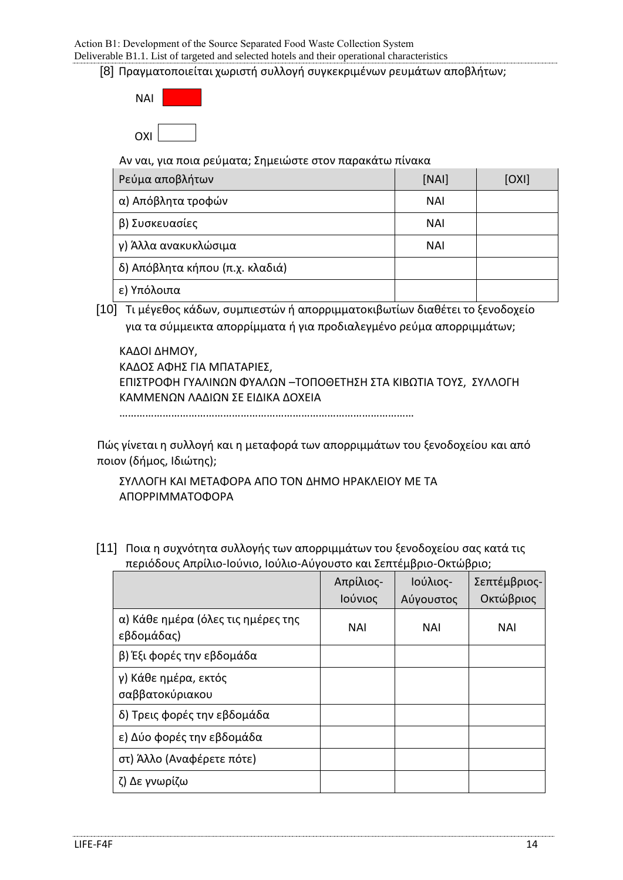[8] Πραγματοποιείται χωριστή συλλογή συγκεκριμένων ρευμάτων αποβλήτων;

ΝΑΙ ■

ΟΧΙ ☐

Αν ναι, για ποια ρεύματα; Σημειώστε στον παρακάτω πίνακα

| Ρεύμα αποβλήτων | [ΝΑΙ] | [ΟΧΙ] |
|---|---|---|
| α) Απόβλητα τροφών | ΝΑΙ | |
| β) Συσκευασίες | ΝΑΙ | |
| γ) Άλλα ανακυκλώσιμα | ΝΑΙ | |
| δ) Απόβλητα κήπου (π.χ. κλαδιά) | | |
| ε) Υπόλοιπα | | |

[10] Τι μέγεθος κάδων, συμπιεστών ή απορριμματοκιβωτίων διαθέτει το ξενοδοχείο για τα σύμμεικτα απορρίμματα ή για προδιαλεγμένο ρεύμα απορριμμάτων;

ΚΑΔΟΙ ΔΗΜΟΥ,
ΚΑΔΟΣ ΑΦΗΣ ΓΙΑ ΜΠΑΤΑΡΙΕΣ,
ΕΠΙΣΤΡΟΦΗ ΓΥΑΛΙΝΩΝ ΦΥΑΛΩΝ –ΤΟΠΟΘΕΤΗΣΗ ΣΤΑ ΚΙΒΩΤΙΑ ΤΟΥΣ, ΣΥΛΛΟΓΗ ΚΑΜΜΕΝΩΝ ΛΑΔΙΩΝ ΣΕ ΕΙΔΙΚΑ ΔΟΧΕΙΑ
………………………………………………………………………………………

Πώς γίνεται η συλλογή και η μεταφορά των απορριμμάτων του ξενοδοχείου και από ποιον (δήμος, Ιδιώτης);

ΣΥΛΛΟΓΗ ΚΑΙ ΜΕΤΑΦΟΡΑ ΑΠΟ ΤΟΝ ΔΗΜΟ ΗΡΑΚΛΕΙΟΥ ΜΕ ΤΑ ΑΠΟΡΡΙΜΜΑΤΟΦΟΡΑ

[11] Ποια η συχνότητα συλλογής των απορριμμάτων του ξενοδοχείου σας κατά τις περιόδους Απρίλιο-Ιούνιο, Ιούλιο-Αύγουστο και Σεπτέμβριο-Οκτώβριο;

| | Απρίλιος-Ιούνιος | Ιούλιος-Αύγουστος | Σεπτέμβριος-Οκτώβριος |
|---|---|---|---|
| α) Κάθε ημέρα (όλες τις ημέρες της εβδομάδας) | ΝΑΙ | ΝΑΙ | ΝΑΙ |
| β) Έξι φορές την εβδομάδα | | | |
| γ) Κάθε ημέρα, εκτός σαββατοκύριακου | | | |
| δ) Τρεις φορές την εβδομάδα | | | |
| ε) Δύο φορές την εβδομάδα | | | |
| στ) Άλλο (Αναφέρετε πότε) | | | |
| ζ) Δε γνωρίζω | | | |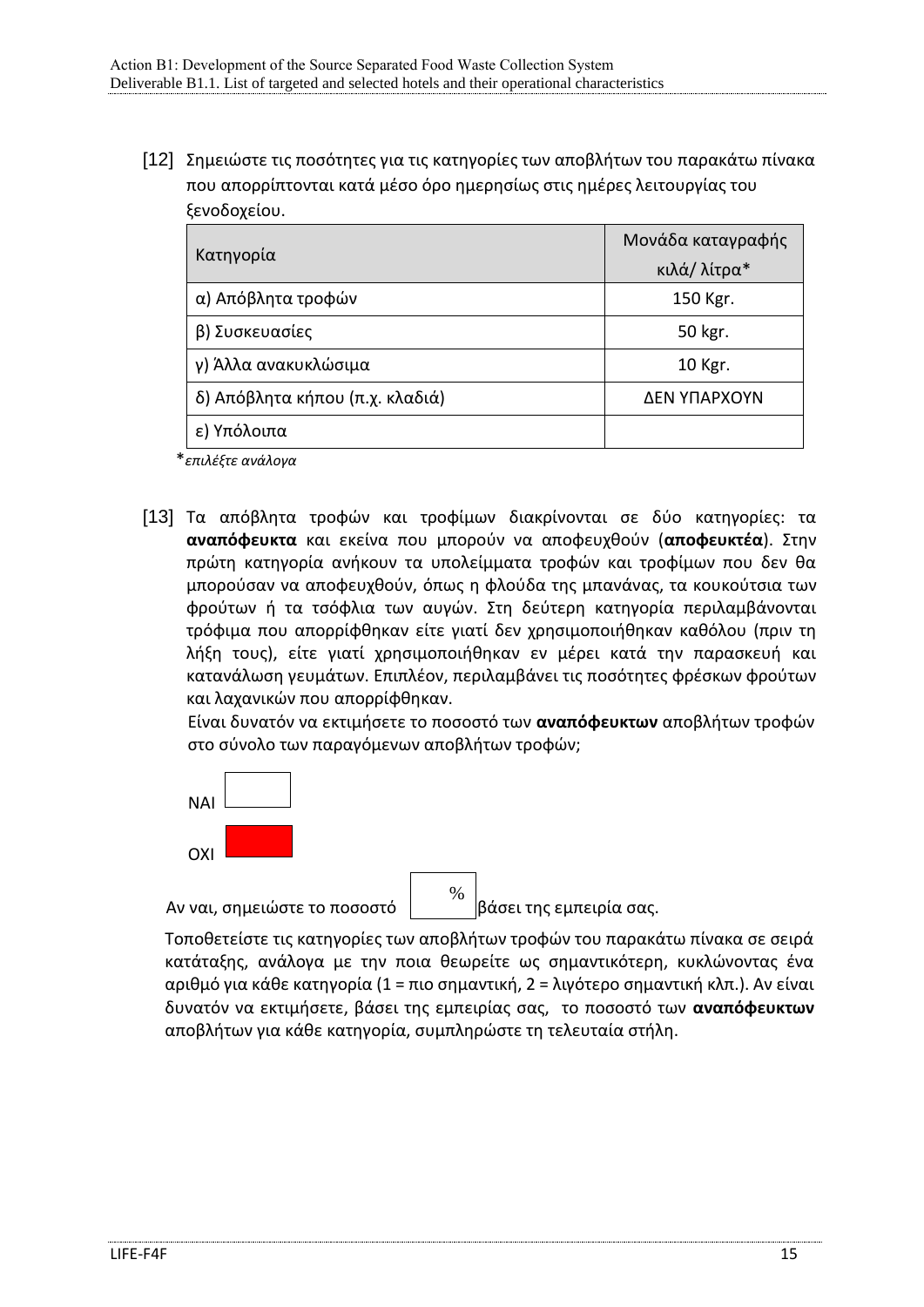[12] Σημειώστε τις ποσότητες για τις κατηγορίες των αποβλήτων του παρακάτω πίνακα που απορρίπτονται κατά μέσο όρο ημερησίως στις ημέρες λειτουργίας του ξενοδοχείου.

| Κατηγορία | Μονάδα καταγραφής κιλά/ λίτρα* |
|---|---|
| α) Απόβλητα τροφών | 150 Kgr. |
| β) Συσκευασίες | 50 kgr. |
| γ) Άλλα ανακυκλώσιμα | 10 Kgr. |
| δ) Απόβλητα κήπου (π.χ. κλαδιά) | ΔΕΝ ΥΠΑΡΧΟΥΝ |
| ε) Υπόλοιπα | |

**\***_επιλέξτε ανάλογα_

[13] Τα απόβλητα τροφών και τροφίμων διακρίνονται σε δύο κατηγορίες: τα **αναπόφευκτα** και εκείνα που μπορούν να αποφευχθούν (**αποφευκτέα**). Στην πρώτη κατηγορία ανήκουν τα υπολείμματα τροφών και τροφίμων που δεν θα μπορούσαν να αποφευχθούν, όπως η φλούδα της μπανάνας, τα κουκούτσια των φρούτων ή τα τσόφλια των αυγών. Στη δεύτερη κατηγορία περιλαμβάνονται τρόφιμα που απορρίφθηκαν είτε γιατί δεν χρησιμοποιήθηκαν καθόλου (πριν τη λήξη τους), είτε γιατί χρησιμοποιήθηκαν εν μέρει κατά την παρασκευή και κατανάλωση γευμάτων. Επιπλέον, περιλαμβάνει τις ποσότητες φρέσκων φρούτων και λαχανικών που απορρίφθηκαν.

Είναι δυνατόν να εκτιμήσετε το ποσοστό των **αναπόφευκτων** αποβλήτων τροφών στο σύνολο των παραγόμενων αποβλήτων τροφών;

ΝΑΙ ☐

ΟΧΙ ☒

Αν ναι, σημειώστε το ποσοστό ____ % βάσει της εμπειρία σας.

Τοποθετείστε τις κατηγορίες των αποβλήτων τροφών του παρακάτω πίνακα σε σειρά κατάταξης, ανάλογα με την ποια θεωρείτε ως σημαντικότερη, κυκλώνοντας ένα αριθμό για κάθε κατηγορία (1 = πιο σημαντική, 2 = λιγότερο σημαντική κλπ.). Αν είναι δυνατόν να εκτιμήσετε, βάσει της εμπειρίας σας, το ποσοστό των **αναπόφευκτων** αποβλήτων για κάθε κατηγορία, συμπληρώστε τη τελευταία στήλη.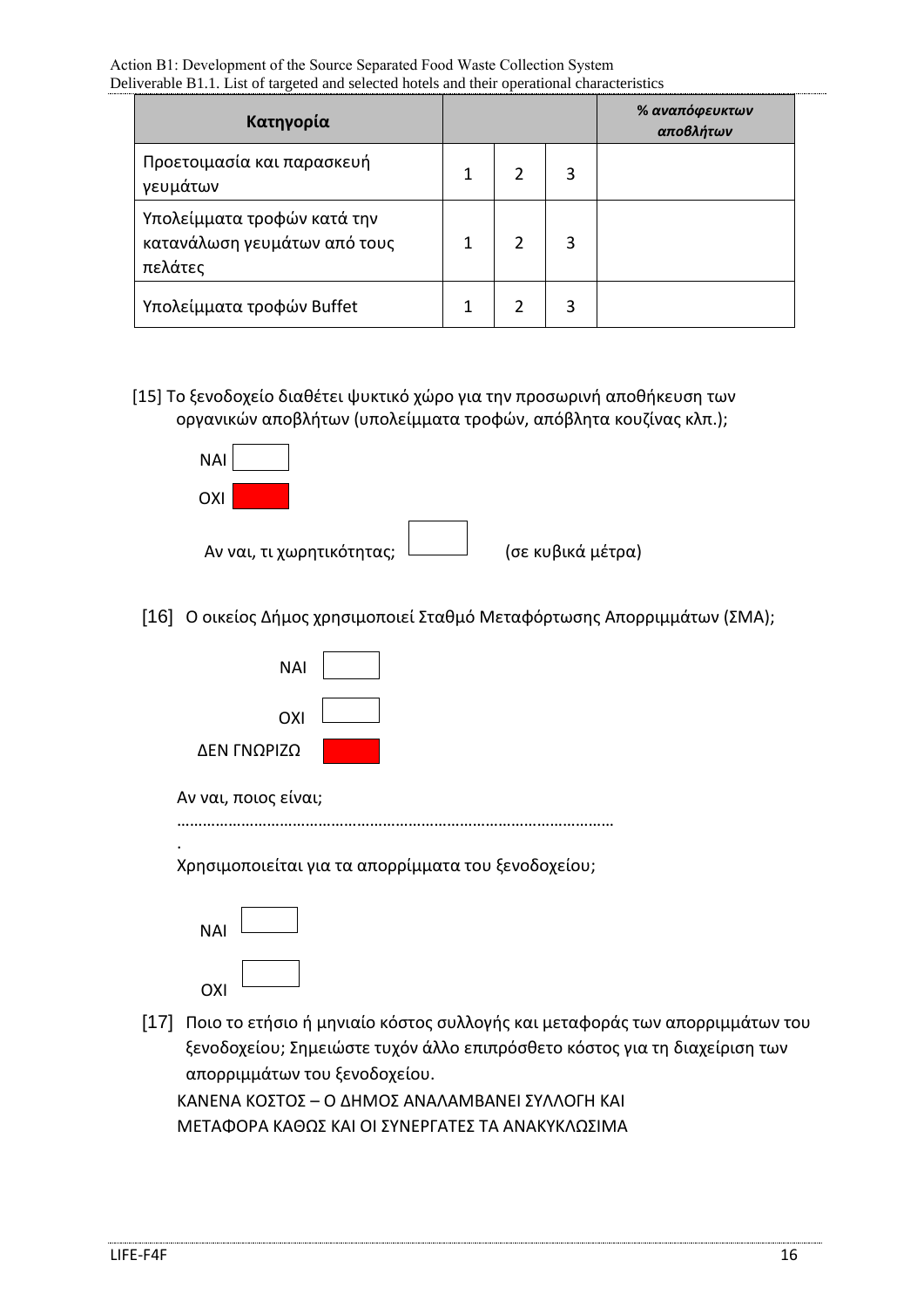| Κατηγορία | | | | % *αναπόφευκτων αποβλήτων* |
|---|---|---|---|---|
| Προετοιμασία και παρασκευή γευμάτων | 1 | 2 | 3 | |
| Υπολείμματα τροφών κατά την κατανάλωση γευμάτων από τους πελάτες | 1 | 2 | 3 | |
| Υπολείμματα τροφών Buffet | 1 | 2 | 3 | |

[15] Το ξενοδοχείο διαθέτει ψυκτικό χώρο για την προσωρινή αποθήκευση των οργανικών αποβλήτων (υπολείμματα τροφών, απόβλητα κουζίνας κλπ.);

ΝΑΙ ☐

ΟΧΙ ■

Αν ναι, τι χωρητικότητας; ☐ (σε κυβικά μέτρα)

[16] Ο οικείος Δήμος χρησιμοποιεί Σταθμό Μεταφόρτωσης Απορριμμάτων (ΣΜΑ);

ΝΑΙ ☐

ΟΧΙ ☐

ΔΕΝ ΓΝΩΡΙΖΩ ■

Αν ναι, ποιος είναι;

…………………………………………………………………………………………
.

Χρησιμοποιείται για τα απορρίμματα του ξενοδοχείου;

ΝΑΙ ☐

ΟΧΙ ☐

[17] Ποιο το ετήσιο ή μηνιαίο κόστος συλλογής και μεταφοράς των απορριμμάτων του ξενοδοχείου; Σημειώστε τυχόν άλλο επιπρόσθετο κόστος για τη διαχείριση των απορριμμάτων του ξενοδοχείου.

ΚΑΝΕΝΑ ΚΟΣΤΟΣ – Ο ΔΗΜΟΣ ΑΝΑΛΑΜΒΑΝΕΙ ΣΥΛΛΟΓΗ ΚΑΙ ΜΕΤΑΦΟΡΑ ΚΑΘΩΣ ΚΑΙ ΟΙ ΣΥΝΕΡΓΑΤΕΣ ΤΑ ΑΝΑΚΥΚΛΩΣΙΜΑ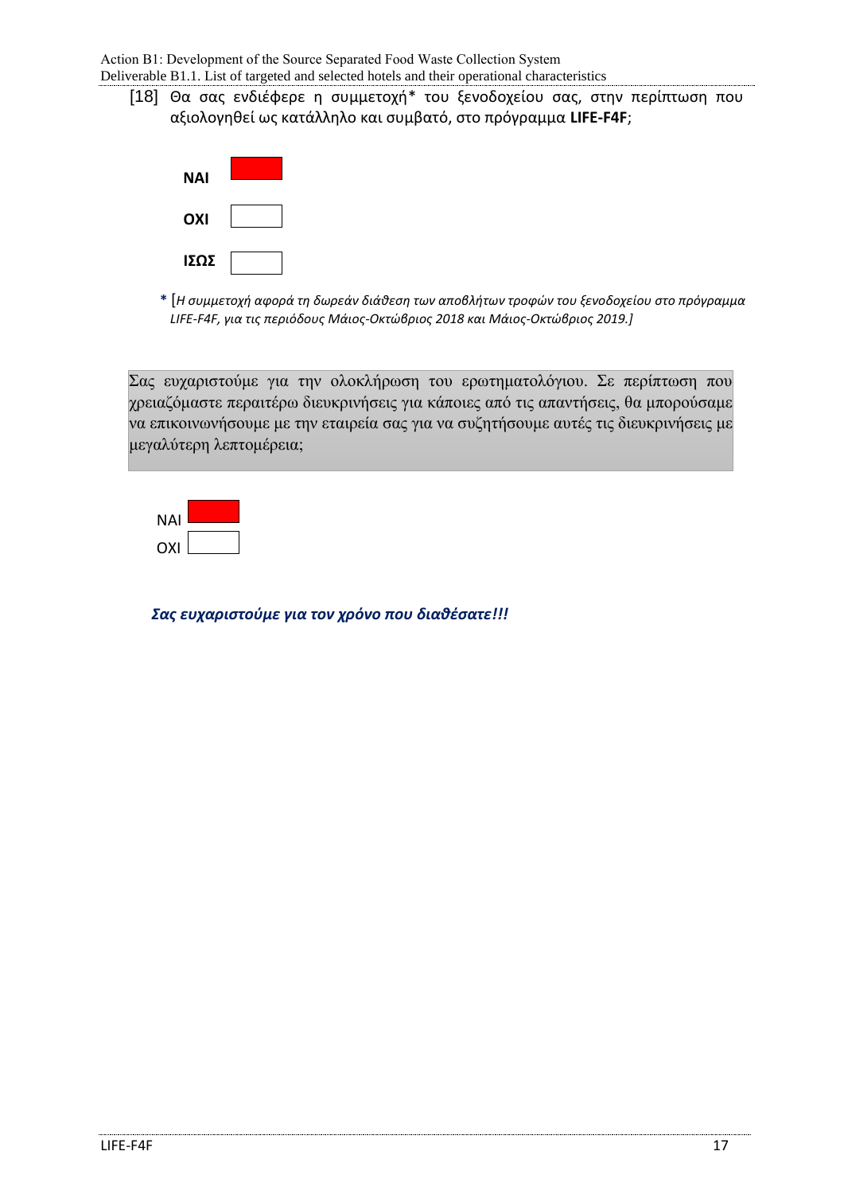[18] Θα σας ενδιέφερε η συμμετοχή* του ξενοδοχείου σας, στην περίπτωση που αξιολογηθεί ως κατάλληλο και συμβατό, στο πρόγραμμα **LIFE-F4F**;

**ΝΑΙ** ■

**ΟΧΙ** □

**ΙΣΩΣ** □

\* [*Η συμμετοχή αφορά τη δωρεάν διάθεση των αποβλήτων τροφών του ξενοδοχείου στο πρόγραμμα LIFE-F4F, για τις περιόδους Μάιος-Οκτώβριος 2018 και Μάιος-Οκτώβριος 2019.*]

Σας ευχαριστούμε για την ολοκλήρωση του ερωτηματολόγιου. Σε περίπτωση που χρειαζόμαστε περαιτέρω διευκρινήσεις για κάποιες από τις απαντήσεις, θα μπορούσαμε να επικοινωνήσουμε με την εταιρεία σας για να συζητήσουμε αυτές τις διευκρινήσεις με μεγαλύτερη λεπτομέρεια;

ΝΑΙ ■

ΟΧΙ □

***Σας ευχαριστούμε για τον χρόνο που διαθέσατε!!!***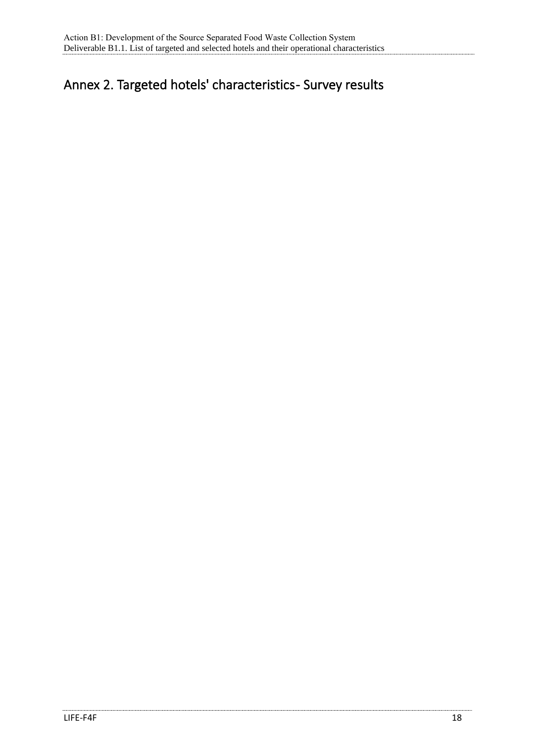## Annex 2. Targeted hotels' characteristics- Survey results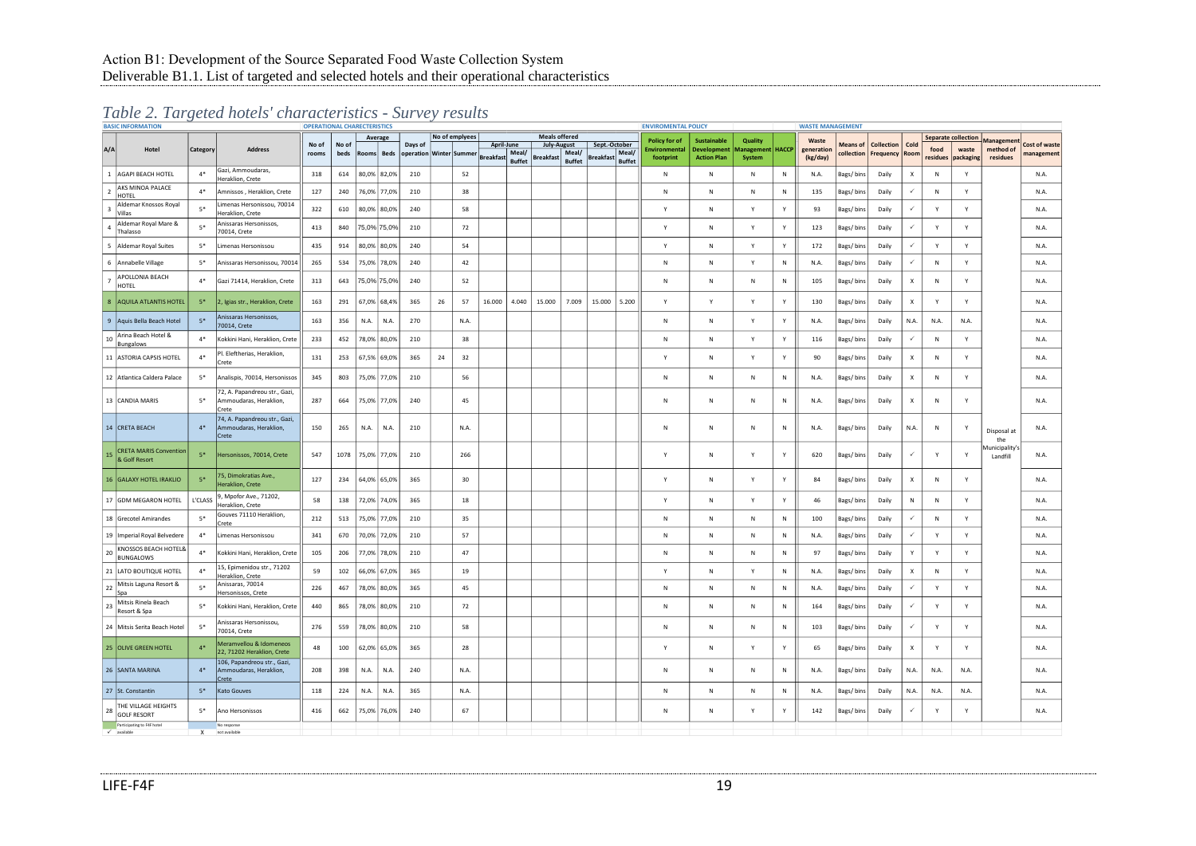*Table 2. Targeted hotels' characteristics - Survey results*

| BASIC INFORMATION | | | | OPERATIONAL CHARECTERISTICS | | | | | | | | | | | | | | ENVIROMENTAL POLICY | | | | WASTE MANAGEMENT | | | | | | | |
|---|---|---|---|---|---|---|---|---|---|---|---|---|---|---|---|---|---|---|---|---|---|---|---|---|---|---|---|---|---|
| A/A | Hotel | Category | Address | No of rooms | No of beds | Average | | Days of operation | No of emplyees | | Meals offered | | | | | | | Policy for of Environmental footprint | Sustainable Development Action Plan | Quality Management System | HACCP | Waste generation (kg/day) | Means of collection | Collection Frequency | Cold Room | Separate collection | | Management method of residues | Cost of waste management |
| | | | | | | Rooms | Beds | | Winter | Summer | April-June Breakfast | April-June Meal/ Buffet | July-August Breakfast | July-August Meal/ Buffet | Sept.-October Breakfast | Sept.-October Meal/ Buffet | | | | | | | | | | food residues | waste packaging | | |
| 1 | AGAPI BEACH HOTEL | 4* | Gazi, Ammoudaras, Heraklion, Crete | 318 | 614 | 80,0% | 82,0% | 210 | | 52 | | | | | | | N | N | N | N | N.A. | Bags/ bins | Daily | X | N | Y | | N.A. |
| 2 | AKS MINOA PALACE HOTEL | 4* | Amnissos , Heraklion, Crete | 127 | 240 | 76,0% | 77,0% | 210 | | 38 | | | | | | | N | N | N | N | 135 | Bags/ bins | Daily | ✓ | N | Y | | N.A. |
| 3 | Aldemar Knossos Royal Villas | 5* | Limenas Hersonissou, 70014 Heraklion, Crete | 322 | 610 | 80,0% | 80,0% | 240 | | 58 | | | | | | | Y | N | Y | Y | 93 | Bags/ bins | Daily | ✓ | Y | Y | | N.A. |
| 4 | Aldemar Royal Mare & Thalasso | 5* | Anissaras Hersonissos, 70014, Crete | 413 | 840 | 75,0% | 75,0% | 210 | | 72 | | | | | | | Y | N | Y | Y | 123 | Bags/ bins | Daily | ✓ | Y | Y | | N.A. |
| 5 | Aldemar Royal Suites | 5* | Limenas Hersonissou | 435 | 914 | 80,0% | 80,0% | 240 | | 54 | | | | | | | Y | N | Y | Y | 172 | Bags/ bins | Daily | ✓ | Y | Y | | N.A. |
| 6 | Annabelle Village | 5* | Anissaras Hersonissou, 70014 | 265 | 534 | 75,0% | 78,0% | 240 | | 42 | | | | | | | N | N | Y | N | N.A. | Bags/ bins | Daily | ✓ | N | Y | | N.A. |
| 7 | APOLLONIA BEACH HOTEL | 4* | Gazi 71414, Heraklion, Crete | 313 | 643 | 75,0% | 75,0% | 240 | | 52 | | | | | | | N | N | N | N | 105 | Bags/ bins | Daily | X | N | Y | | N.A. |
| 8 | AQUILA ATLANTIS HOTEL | 5* | 2, Igias str., Heraklion, Crete | 163 | 291 | 67,0% | 68,4% | 365 | 26 | 57 | 16.000 | 4.040 | 15.000 | 7.009 | 15.000 | 5.200 | Y | Y | Y | Y | 130 | Bags/ bins | Daily | X | Y | Y | | N.A. |
| 9 | Aquis Bella Beach Hotel | 5* | Anissaras Hersonissos, 70014, Crete | 163 | 356 | N.A. | N.A. | 270 | | N.A. | | | | | | | N | N | Y | Y | N.A. | Bags/ bins | Daily | N.A. | N.A. | N.A. | | N.A. |
| 10 | Arina Beach Hotel & Bungalows | 4* | Kokkini Hani, Heraklion, Crete | 233 | 452 | 78,0% | 80,0% | 210 | | 38 | | | | | | | N | N | Y | Y | 116 | Bags/ bins | Daily | ✓ | N | Y | | N.A. |
| 11 | ASTORIA CAPSIS HOTEL | 4* | Pl. Eleftherias, Heraklion, Crete | 131 | 253 | 67,5% | 69,0% | 365 | 24 | 32 | | | | | | | Y | N | Y | Y | 90 | Bags/ bins | Daily | X | N | Y | | N.A. |
| 12 | Atlantica Caldera Palace | 5* | Analispis, 70014, Hersonissos | 345 | 803 | 75,0% | 77,0% | 210 | | 56 | | | | | | | N | N | N | N | N.A. | Bags/ bins | Daily | X | N | Y | | N.A. |
| 13 | CANDIA MARIS | 5* | 72, A. Papandreou str., Gazi, Ammoudaras, Heraklion, Crete | 287 | 664 | 75,0% | 77,0% | 240 | | 45 | | | | | | | N | N | N | N | N.A. | Bags/ bins | Daily | X | N | Y | | N.A. |
| 14 | CRETA BEACH | 4* | 74, A. Papandreou str., Gazi, Ammoudaras, Heraklion, Crete | 150 | 265 | N.A. | N.A. | 210 | | N.A. | | | | | | | N | N | N | N | N.A. | Bags/ bins | Daily | N.A. | N | Y | | N.A. |
| 15 | CRETA MARIS Convention & Golf Resort | 5* | Hersonissos, 70014, Crete | 547 | 1078 | 75,0% | 77,0% | 210 | | 266 | | | | | | | Y | N | Y | Y | 620 | Bags/ bins | Daily | ✓ | Y | Y | Disposal at the Municipality's Landfill | N.A. |
| 16 | GALAXY HOTEL IRAKLIO | 5* | 75, Dimokratias Ave., Heraklion, Crete | 127 | 234 | 64,0% | 65,0% | 365 | | 30 | | | | | | | Y | N | Y | Y | 84 | Bags/ bins | Daily | X | N | Y | | N.A. |
| 17 | GDM MEGARON HOTEL | L'CLASS | 9, Mpofor Ave., 71202, Heraklion, Crete | 58 | 138 | 72,0% | 74,0% | 365 | | 18 | | | | | | | Y | N | Y | Y | 46 | Bags/ bins | Daily | N | N | Y | | N.A. |
| 18 | Grecotel Amirandes | 5* | Gouves 71110 Heraklion, Crete | 212 | 513 | 75,0% | 77,0% | 210 | | 35 | | | | | | | N | N | N | N | 100 | Bags/ bins | Daily | ✓ | N | Y | | N.A. |
| 19 | Imperial Royal Belvedere | 4* | Limenas Hersonissou | 341 | 670 | 70,0% | 72,0% | 210 | | 57 | | | | | | | N | N | N | N | N.A. | Bags/ bins | Daily | ✓ | Y | Y | | N.A. |
| 20 | KNOSSOS BEACH HOTEL& BUNGALOWS | 4* | Kokkini Hani, Heraklion, Crete | 105 | 206 | 77,0% | 78,0% | 210 | | 47 | | | | | | | N | N | N | N | 97 | Bags/ bins | Daily | Y | Y | Y | | N.A. |
| 21 | LATO BOUTIQUE HOTEL | 4* | 15, Epimenidou str., 71202 Heraklion, Crete | 59 | 102 | 66,0% | 67,0% | 365 | | 19 | | | | | | | Y | N | Y | N | N.A. | Bags/ bins | Daily | X | N | Y | | N.A. |
| 22 | Mitsis Laguna Resort & Spa | 5* | Anissaras, 70014 Hersonissos, Crete | 226 | 467 | 78,0% | 80,0% | 365 | | 45 | | | | | | | N | N | N | N | N.A. | Bags/ bins | Daily | ✓ | Y | Y | | N.A. |
| 23 | Mitsis Rinela Beach Resort & Spa | 5* | Kokkini Hani, Heraklion, Crete | 440 | 865 | 78,0% | 80,0% | 210 | | 72 | | | | | | | N | N | N | N | 164 | Bags/ bins | Daily | ✓ | Y | Y | | N.A. |
| 24 | Mitsis Serita Beach Hotel | 5* | Anissaras Hersonissou, 70014, Crete | 276 | 559 | 78,0% | 80,0% | 210 | | 58 | | | | | | | N | N | N | N | 103 | Bags/ bins | Daily | ✓ | Y | Y | | N.A. |
| 25 | OLIVE GREEN HOTEL | 4* | Meramvellou & Idomeneos 22, 71202 Heraklion, Crete | 48 | 100 | 62,0% | 65,0% | 365 | | 28 | | | | | | | Y | N | Y | Y | 65 | Bags/ bins | Daily | X | Y | Y | | N.A. |
| 26 | SANTA MARINA | 4* | 106, Papandreou str., Gazi, Ammoudaras, Heraklion, Crete | 208 | 398 | N.A. | N.A. | 240 | | N.A. | | | | | | | N | N | N | N | N.A. | Bags/ bins | Daily | N.A. | N.A. | N.A. | | N.A. |
| 27 | St. Constantin | 5* | Kato Gouves | 118 | 224 | N.A. | N.A. | 365 | | N.A. | | | | | | | N | N | N | N | N.A. | Bags/ bins | Daily | N.A. | N.A. | N.A. | | N.A. |
| 28 | THE VILLAGE HEIGHTS GOLF RESORT | 5* | Ano Hersonissos | 416 | 662 | 75,0% | 76,0% | 240 | | 67 | | | | | | | N | N | Y | Y | 142 | Bags/ bins | Daily | ✓ | Y | Y | | N.A. |

Participating to F4F hotel; No response
✓ available; X not available